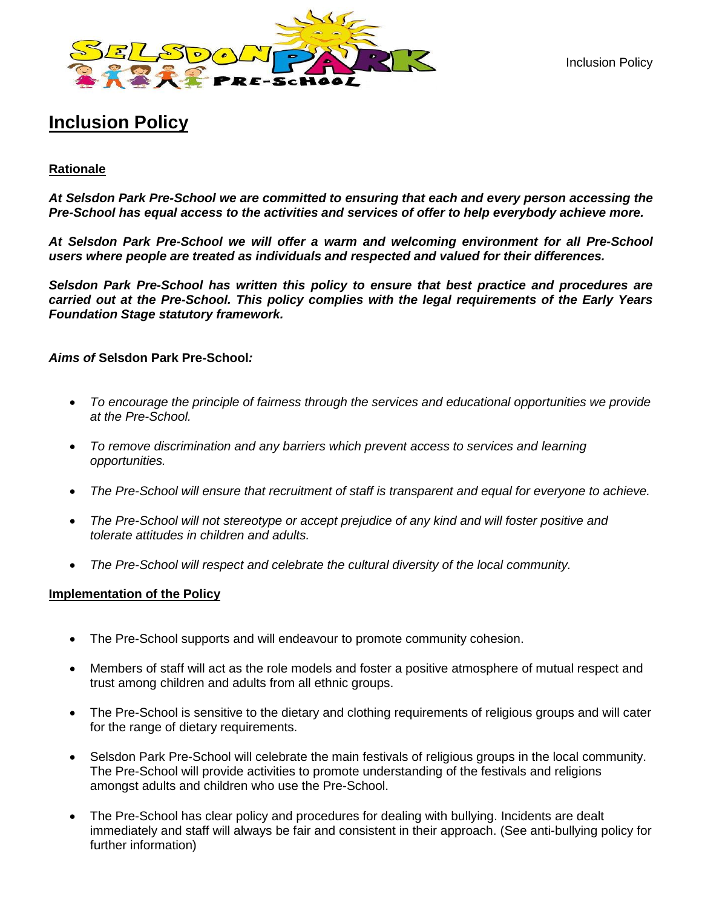# Inclusion Policy

## Rationale

***At Selsdon Park Pre-School we are committed to ensuring that each and every person accessing the Pre-School has equal access to the activities and services of offer to help everybody achieve more.***

***At Selsdon Park Pre-School we will offer a warm and welcoming environment for all Pre-School users where people are treated as individuals and respected and valued for their differences.***

***Selsdon Park Pre-School has written this policy to ensure that best practice and procedures are carried out at the Pre-School. This policy complies with the legal requirements of the Early Years Foundation Stage statutory framework.***

***Aims of* Selsdon Park Pre-School*:***

- *To encourage the principle of fairness through the services and educational opportunities we provide at the Pre-School.*
- *To remove discrimination and any barriers which prevent access to services and learning opportunities.*
- *The Pre-School will ensure that recruitment of staff is transparent and equal for everyone to achieve.*
- *The Pre-School will not stereotype or accept prejudice of any kind and will foster positive and tolerate attitudes in children and adults.*
- *The Pre-School will respect and celebrate the cultural diversity of the local community.*

## Implementation of the Policy

- The Pre-School supports and will endeavour to promote community cohesion.
- Members of staff will act as the role models and foster a positive atmosphere of mutual respect and trust among children and adults from all ethnic groups.
- The Pre-School is sensitive to the dietary and clothing requirements of religious groups and will cater for the range of dietary requirements.
- Selsdon Park Pre-School will celebrate the main festivals of religious groups in the local community. The Pre-School will provide activities to promote understanding of the festivals and religions amongst adults and children who use the Pre-School.
- The Pre-School has clear policy and procedures for dealing with bullying. Incidents are dealt immediately and staff will always be fair and consistent in their approach. (See anti-bullying policy for further information)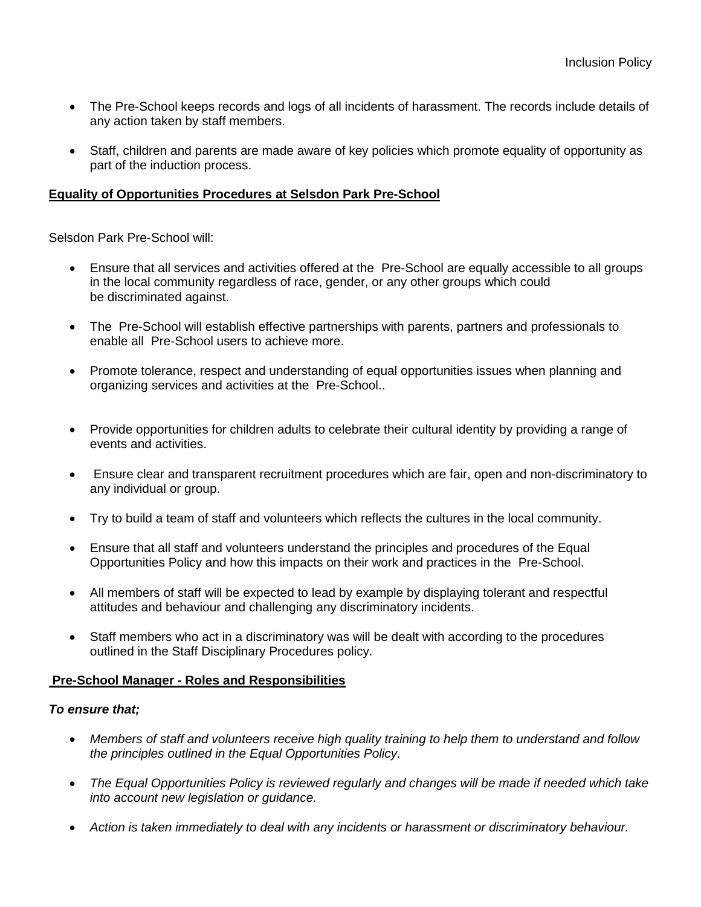- The Pre-School keeps records and logs of all incidents of harassment. The records include details of any action taken by staff members.

- Staff, children and parents are made aware of key policies which promote equality of opportunity as part of the induction process.

**Equality of Opportunities Procedures at Selsdon Park Pre-School**

Selsdon Park Pre-School will:

- Ensure that all services and activities offered at the Pre-School are equally accessible to all groups in the local community regardless of race, gender, or any other groups which could be discriminated against.

- The Pre-School will establish effective partnerships with parents, partners and professionals to enable all Pre-School users to achieve more.

- Promote tolerance, respect and understanding of equal opportunities issues when planning and organizing services and activities at the Pre-School..

- Provide opportunities for children adults to celebrate their cultural identity by providing a range of events and activities.

- Ensure clear and transparent recruitment procedures which are fair, open and non-discriminatory to any individual or group.

- Try to build a team of staff and volunteers which reflects the cultures in the local community.

- Ensure that all staff and volunteers understand the principles and procedures of the Equal Opportunities Policy and how this impacts on their work and practices in the Pre-School.

- All members of staff will be expected to lead by example by displaying tolerant and respectful attitudes and behaviour and challenging any discriminatory incidents.

- Staff members who act in a discriminatory was will be dealt with according to the procedures outlined in the Staff Disciplinary Procedures policy.

**Pre-School Manager - Roles and Responsibilities**

***To ensure that;***

- *Members of staff and volunteers receive high quality training to help them to understand and follow the principles outlined in the Equal Opportunities Policy.*

- *The Equal Opportunities Policy is reviewed regularly and changes will be made if needed which take into account new legislation or guidance.*

- *Action is taken immediately to deal with any incidents or harassment or discriminatory behaviour.*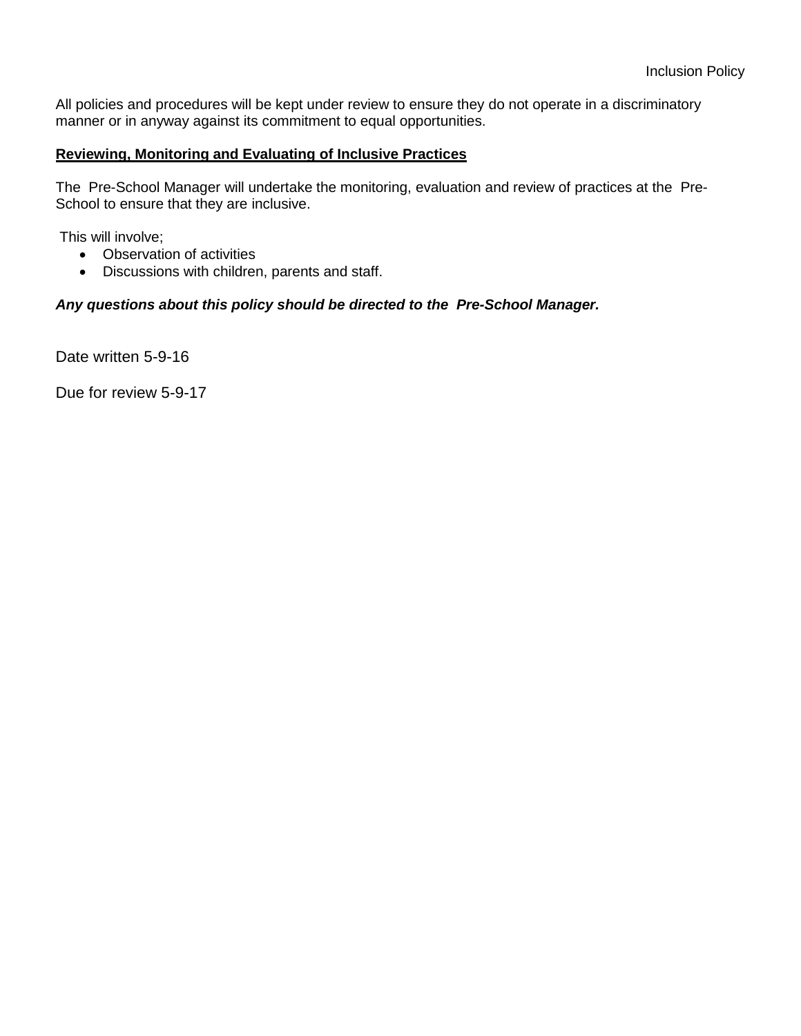All policies and procedures will be kept under review to ensure they do not operate in a discriminatory manner or in anyway against its commitment to equal opportunities.

**Reviewing, Monitoring and Evaluating of Inclusive Practices**

The Pre-School Manager will undertake the monitoring, evaluation and review of practices at the Pre-School to ensure that they are inclusive.

This will involve;

- Observation of activities
- Discussions with children, parents and staff.

***Any questions about this policy should be directed to the Pre-School Manager.***

Date written 5-9-16

Due for review 5-9-17